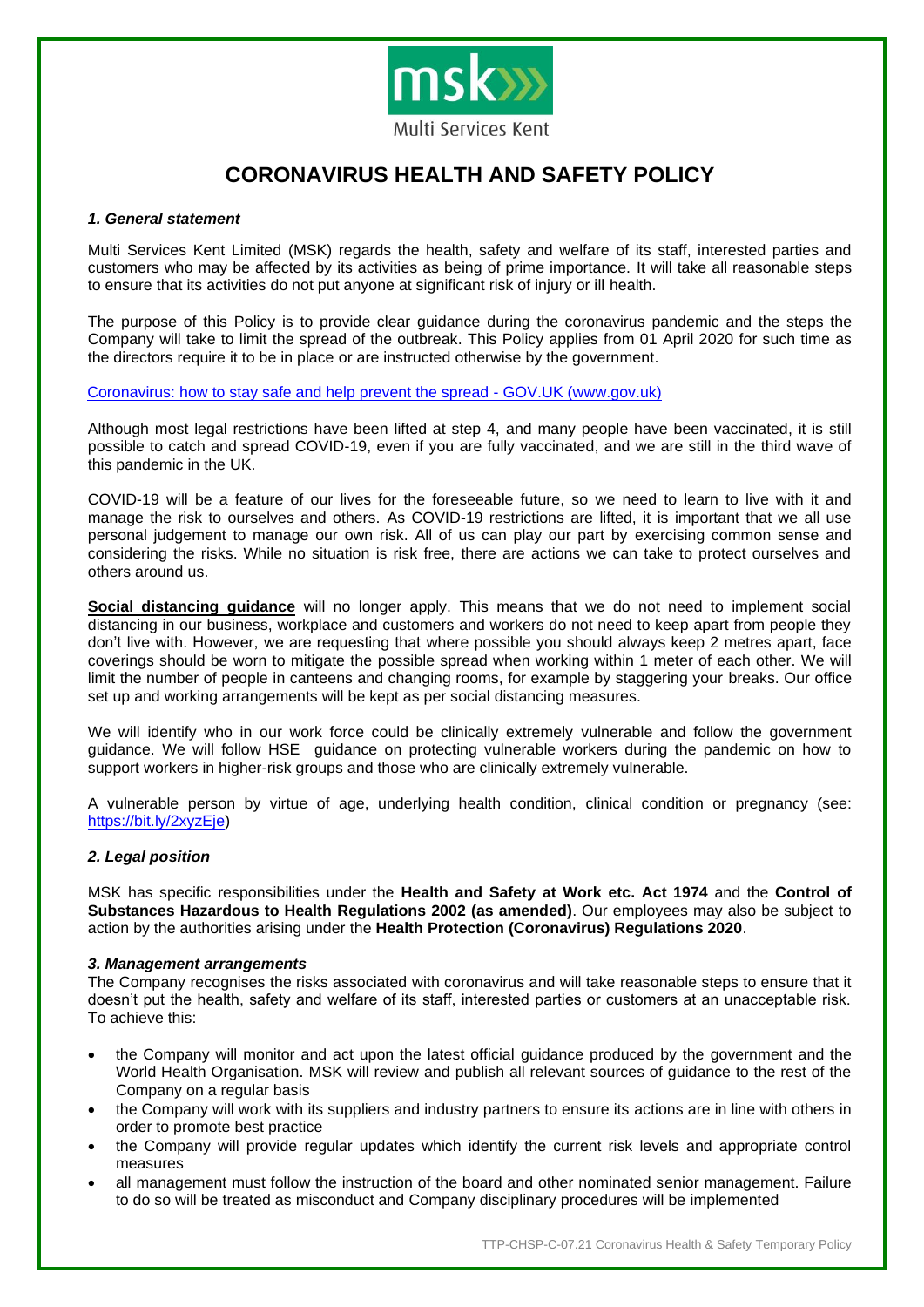msk

Multi Services Kent

# CORONAVIRUS HEALTH AND SAFETY POLICY

### *1. General statement*

Multi Services Kent Limited (MSK) regards the health, safety and welfare of its staff, interested parties and customers who may be affected by its activities as being of prime importance. It will take all reasonable steps to ensure that its activities do not put anyone at significant risk of injury or ill health.

The purpose of this Policy is to provide clear guidance during the coronavirus pandemic and the steps the Company will take to limit the spread of the outbreak. This Policy applies from 01 April 2020 for such time as the directors require it to be in place or are instructed otherwise by the government.

[Coronavirus: how to stay safe and help prevent the spread - GOV.UK (www.gov.uk)]

Although most legal restrictions have been lifted at step 4, and many people have been vaccinated, it is still possible to catch and spread COVID-19, even if you are fully vaccinated, and we are still in the third wave of this pandemic in the UK.

COVID-19 will be a feature of our lives for the foreseeable future, so we need to learn to live with it and manage the risk to ourselves and others. As COVID-19 restrictions are lifted, it is important that we all use personal judgement to manage our own risk. All of us can play our part by exercising common sense and considering the risks. While no situation is risk free, there are actions we can take to protect ourselves and others around us.

**Social distancing guidance** will no longer apply. This means that we do not need to implement social distancing in our business, workplace and customers and workers do not need to keep apart from people they don't live with. However, we are requesting that where possible you should always keep 2 metres apart, face coverings should be worn to mitigate the possible spread when working within 1 meter of each other. We will limit the number of people in canteens and changing rooms, for example by staggering your breaks. Our office set up and working arrangements will be kept as per social distancing measures.

We will identify who in our work force could be clinically extremely vulnerable and follow the government guidance. We will follow HSE guidance on protecting vulnerable workers during the pandemic on how to support workers in higher-risk groups and those who are clinically extremely vulnerable.

A vulnerable person by virtue of age, underlying health condition, clinical condition or pregnancy (see: https://bit.ly/2xyzEje)

### *2. Legal position*

MSK has specific responsibilities under the **Health and Safety at Work etc. Act 1974** and the **Control of Substances Hazardous to Health Regulations 2002 (as amended)**. Our employees may also be subject to action by the authorities arising under the **Health Protection (Coronavirus) Regulations 2020**.

### *3. Management arrangements*

The Company recognises the risks associated with coronavirus and will take reasonable steps to ensure that it doesn't put the health, safety and welfare of its staff, interested parties or customers at an unacceptable risk. To achieve this:

- the Company will monitor and act upon the latest official guidance produced by the government and the World Health Organisation. MSK will review and publish all relevant sources of guidance to the rest of the Company on a regular basis
- the Company will work with its suppliers and industry partners to ensure its actions are in line with others in order to promote best practice
- the Company will provide regular updates which identify the current risk levels and appropriate control measures
- all management must follow the instruction of the board and other nominated senior management. Failure to do so will be treated as misconduct and Company disciplinary procedures will be implemented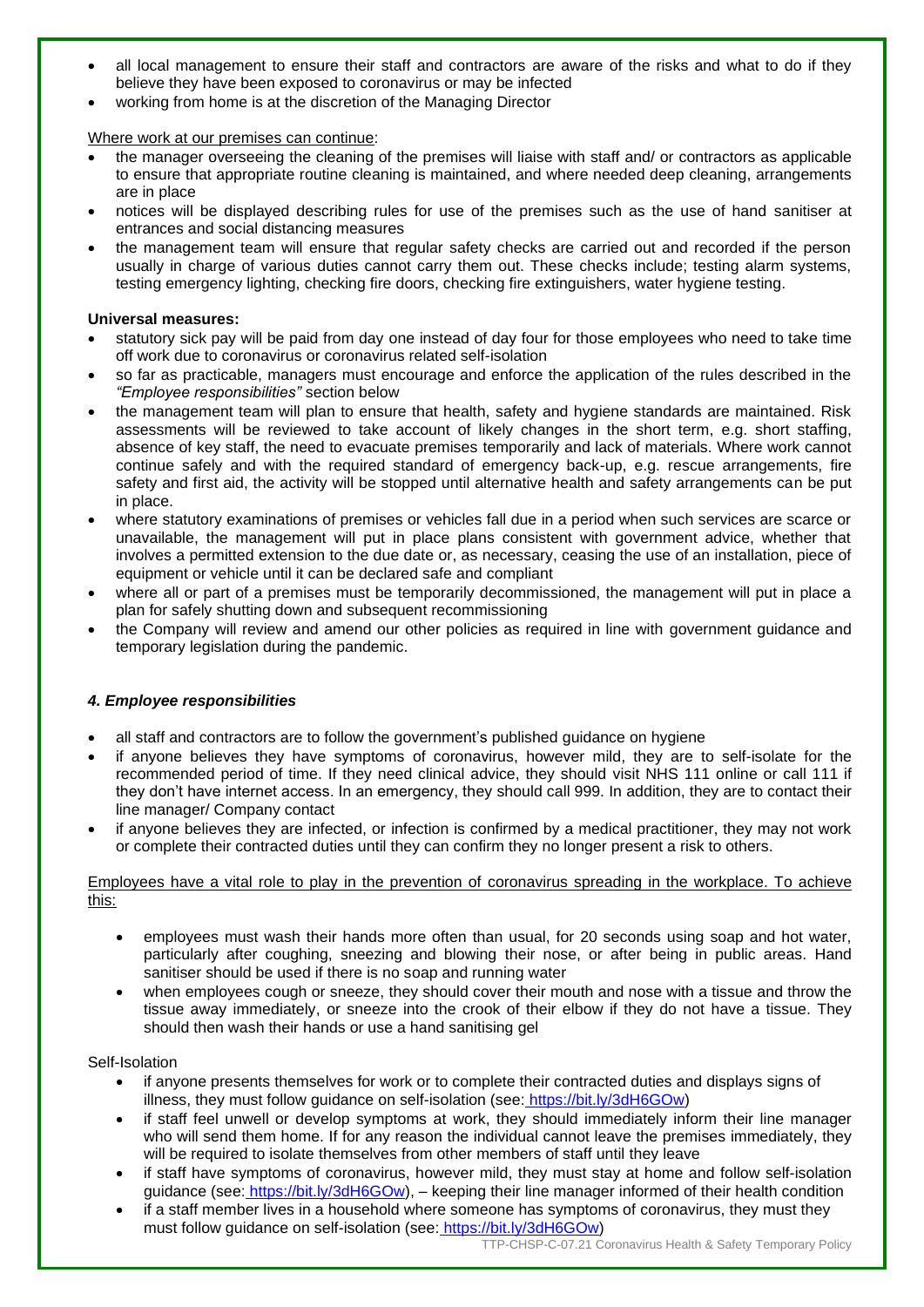- all local management to ensure their staff and contractors are aware of the risks and what to do if they believe they have been exposed to coronavirus or may be infected
- working from home is at the discretion of the Managing Director

Where work at our premises can continue:

- the manager overseeing the cleaning of the premises will liaise with staff and/ or contractors as applicable to ensure that appropriate routine cleaning is maintained, and where needed deep cleaning, arrangements are in place
- notices will be displayed describing rules for use of the premises such as the use of hand sanitiser at entrances and social distancing measures
- the management team will ensure that regular safety checks are carried out and recorded if the person usually in charge of various duties cannot carry them out. These checks include; testing alarm systems, testing emergency lighting, checking fire doors, checking fire extinguishers, water hygiene testing.

**Universal measures:**

- statutory sick pay will be paid from day one instead of day four for those employees who need to take time off work due to coronavirus or coronavirus related self-isolation
- so far as practicable, managers must encourage and enforce the application of the rules described in the *"Employee responsibilities"* section below
- the management team will plan to ensure that health, safety and hygiene standards are maintained. Risk assessments will be reviewed to take account of likely changes in the short term, e.g. short staffing, absence of key staff, the need to evacuate premises temporarily and lack of materials. Where work cannot continue safely and with the required standard of emergency back-up, e.g. rescue arrangements, fire safety and first aid, the activity will be stopped until alternative health and safety arrangements can be put in place.
- where statutory examinations of premises or vehicles fall due in a period when such services are scarce or unavailable, the management will put in place plans consistent with government advice, whether that involves a permitted extension to the due date or, as necessary, ceasing the use of an installation, piece of equipment or vehicle until it can be declared safe and compliant
- where all or part of a premises must be temporarily decommissioned, the management will put in place a plan for safely shutting down and subsequent recommissioning
- the Company will review and amend our other policies as required in line with government guidance and temporary legislation during the pandemic.

### *4. Employee responsibilities*

- all staff and contractors are to follow the government's published guidance on hygiene
- if anyone believes they have symptoms of coronavirus, however mild, they are to self-isolate for the recommended period of time. If they need clinical advice, they should visit NHS 111 online or call 111 if they don't have internet access. In an emergency, they should call 999. In addition, they are to contact their line manager/ Company contact
- if anyone believes they are infected, or infection is confirmed by a medical practitioner, they may not work or complete their contracted duties until they can confirm they no longer present a risk to others.

Employees have a vital role to play in the prevention of coronavirus spreading in the workplace. To achieve this:

- employees must wash their hands more often than usual, for 20 seconds using soap and hot water, particularly after coughing, sneezing and blowing their nose, or after being in public areas. Hand sanitiser should be used if there is no soap and running water
- when employees cough or sneeze, they should cover their mouth and nose with a tissue and throw the tissue away immediately, or sneeze into the crook of their elbow if they do not have a tissue. They should then wash their hands or use a hand sanitising gel

Self-Isolation

- if anyone presents themselves for work or to complete their contracted duties and displays signs of illness, they must follow guidance on self-isolation (see: https://bit.ly/3dH6GOw)
- if staff feel unwell or develop symptoms at work, they should immediately inform their line manager who will send them home. If for any reason the individual cannot leave the premises immediately, they will be required to isolate themselves from other members of staff until they leave
- if staff have symptoms of coronavirus, however mild, they must stay at home and follow self-isolation guidance (see: https://bit.ly/3dH6GOw), – keeping their line manager informed of their health condition
- if a staff member lives in a household where someone has symptoms of coronavirus, they must they must follow guidance on self-isolation (see: https://bit.ly/3dH6GOw)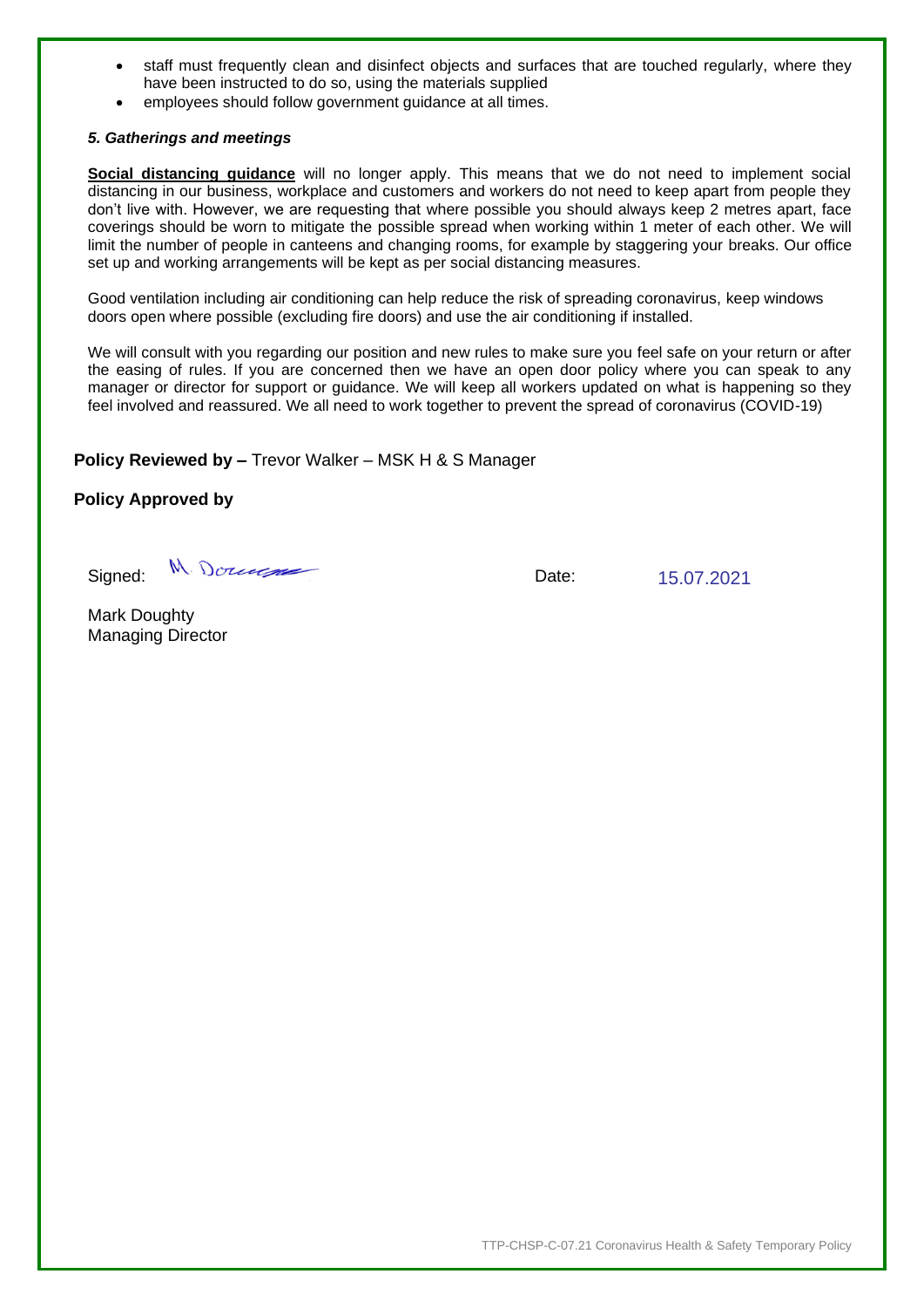- staff must frequently clean and disinfect objects and surfaces that are touched regularly, where they have been instructed to do so, using the materials supplied
- employees should follow government guidance at all times.

### *5. Gatherings and meetings*

**Social distancing guidance** will no longer apply. This means that we do not need to implement social distancing in our business, workplace and customers and workers do not need to keep apart from people they don't live with. However, we are requesting that where possible you should always keep 2 metres apart, face coverings should be worn to mitigate the possible spread when working within 1 meter of each other. We will limit the number of people in canteens and changing rooms, for example by staggering your breaks. Our office set up and working arrangements will be kept as per social distancing measures.

Good ventilation including air conditioning can help reduce the risk of spreading coronavirus, keep windows doors open where possible (excluding fire doors) and use the air conditioning if installed.

We will consult with you regarding our position and new rules to make sure you feel safe on your return or after the easing of rules. If you are concerned then we have an open door policy where you can speak to any manager or director for support or guidance. We will keep all workers updated on what is happening so they feel involved and reassured. We all need to work together to prevent the spread of coronavirus (COVID-19)

**Policy Reviewed by –** Trevor Walker – MSK H & S Manager

**Policy Approved by**

Signed: M. Doughty    Date: 15.07.2021

Mark Doughty
Managing Director